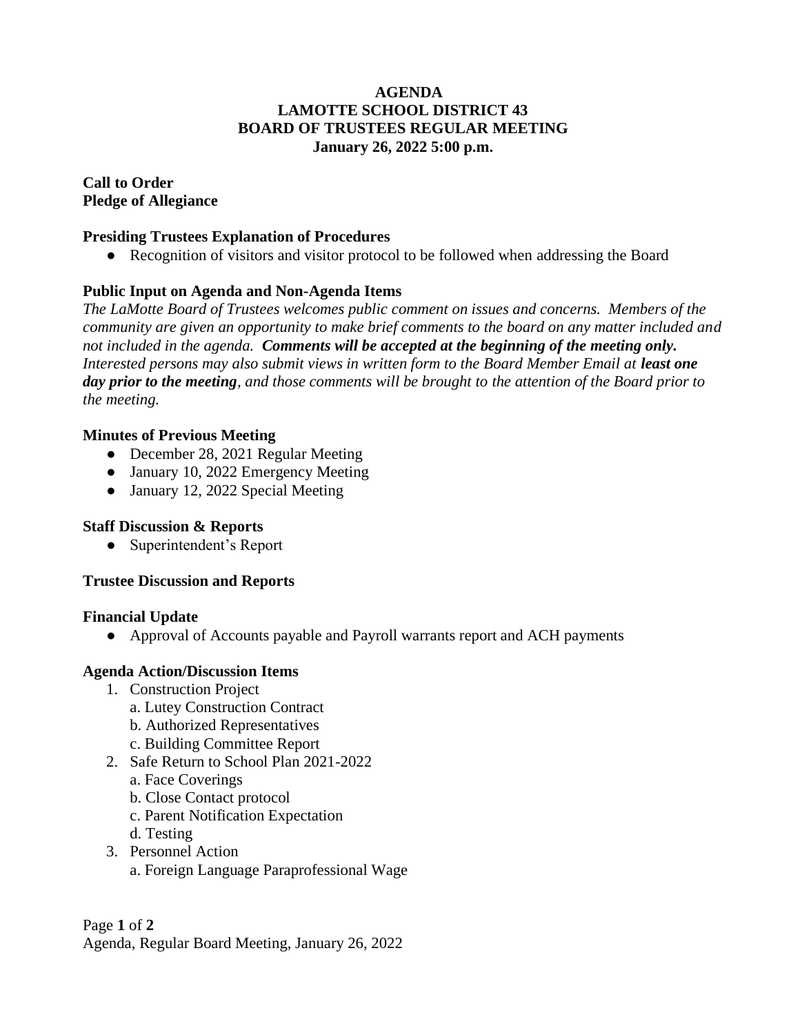# AGENDA
# LAMOTTE SCHOOL DISTRICT 43
# BOARD OF TRUSTEES REGULAR MEETING
## January 26, 2022 5:00 p.m.

**Call to Order**
**Pledge of Allegiance**

**Presiding Trustees Explanation of Procedures**

- Recognition of visitors and visitor protocol to be followed when addressing the Board

**Public Input on Agenda and Non-Agenda Items**

*The LaMotte Board of Trustees welcomes public comment on issues and concerns. Members of the community are given an opportunity to make brief comments to the board on any matter included and not included in the agenda.* ***Comments will be accepted at the beginning of the meeting only.*** *Interested persons may also submit views in written form to the Board Member Email at* ***least one day prior to the meeting****, and those comments will be brought to the attention of the Board prior to the meeting.*

**Minutes of Previous Meeting**

- December 28, 2021 Regular Meeting
- January 10, 2022 Emergency Meeting
- January 12, 2022 Special Meeting

**Staff Discussion & Reports**

- Superintendent's Report

**Trustee Discussion and Reports**

**Financial Update**

- Approval of Accounts payable and Payroll warrants report and ACH payments

**Agenda Action/Discussion Items**

1. Construction Project
   a. Lutey Construction Contract
   b. Authorized Representatives
   c. Building Committee Report
2. Safe Return to School Plan 2021-2022
   a. Face Coverings
   b. Close Contact protocol
   c. Parent Notification Expectation
   d. Testing
3. Personnel Action
   a. Foreign Language Paraprofessional Wage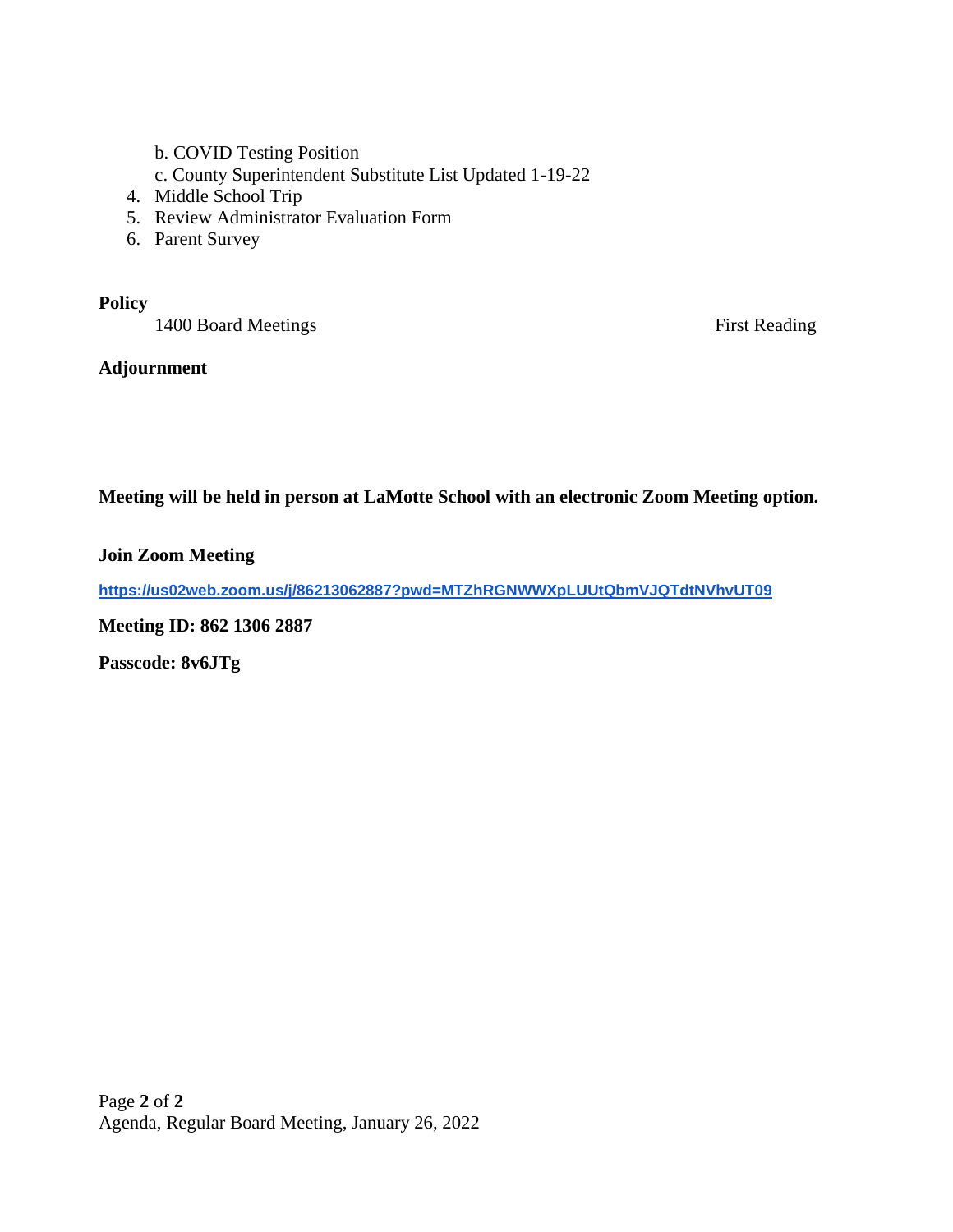b. COVID Testing Position
   c. County Superintendent Substitute List Updated 1-19-22
4. Middle School Trip
5. Review Administrator Evaluation Form
6. Parent Survey

**Policy**

1400 Board Meetings — First Reading

**Adjournment**

**Meeting will be held in person at LaMotte School with an electronic Zoom Meeting option.**

**Join Zoom Meeting**

**https://us02web.zoom.us/j/86213062887?pwd=MTZhRGNWWXpLUUtQbmVJQTdtNVhvUT09**

**Meeting ID: 862 1306 2887**

**Passcode: 8v6JTg**